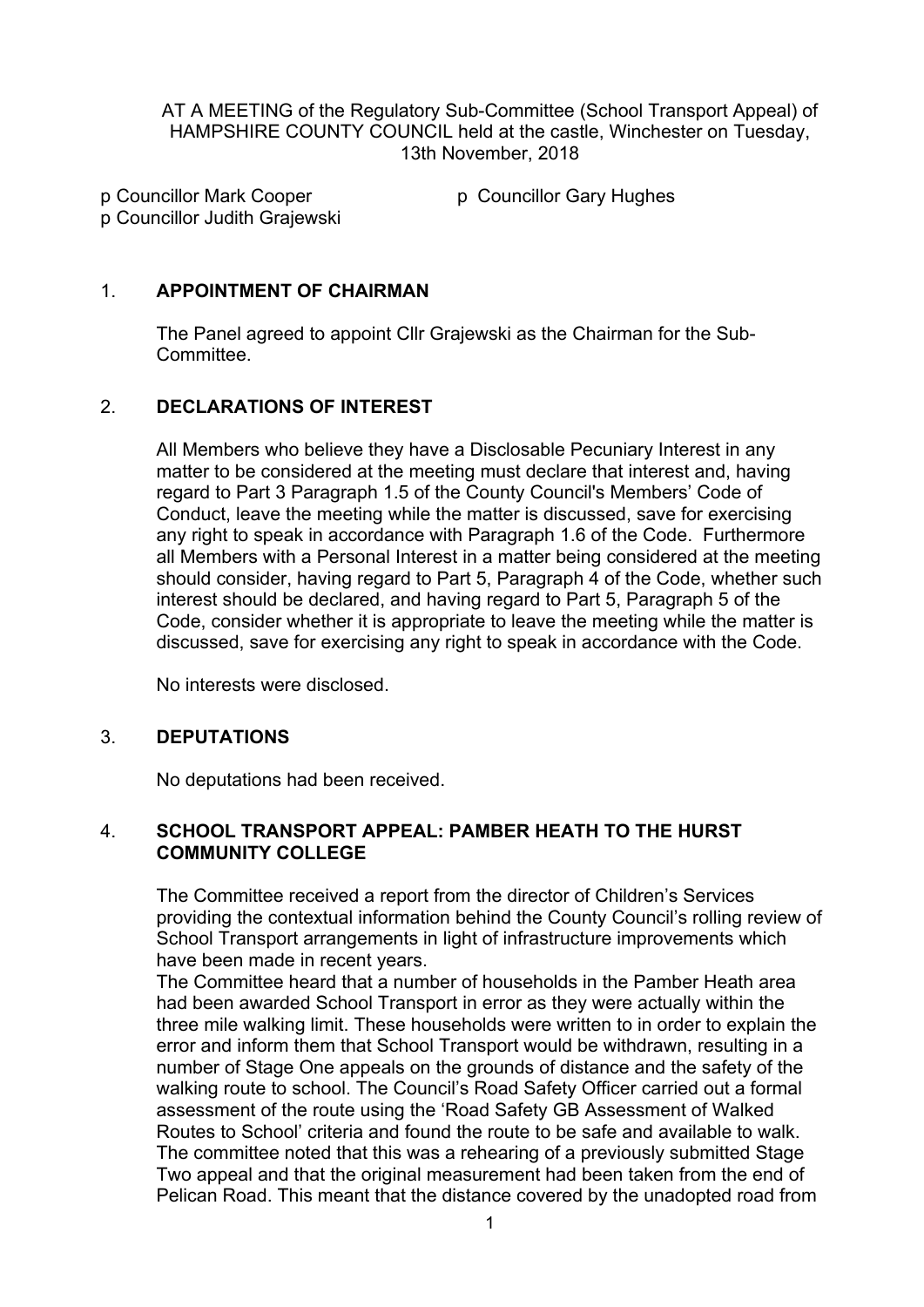AT A MEETING of the Regulatory Sub-Committee (School Transport Appeal) of HAMPSHIRE COUNTY COUNCIL held at the castle, Winchester on Tuesday, 13th November, 2018

p Councillor Mark Cooper
p Councillor Judith Grajewski
p Councillor Gary Hughes

## 1. APPOINTMENT OF CHAIRMAN

The Panel agreed to appoint Cllr Grajewski as the Chairman for the Sub-Committee.

## 2. DECLARATIONS OF INTEREST

All Members who believe they have a Disclosable Pecuniary Interest in any matter to be considered at the meeting must declare that interest and, having regard to Part 3 Paragraph 1.5 of the County Council's Members' Code of Conduct, leave the meeting while the matter is discussed, save for exercising any right to speak in accordance with Paragraph 1.6 of the Code. Furthermore all Members with a Personal Interest in a matter being considered at the meeting should consider, having regard to Part 5, Paragraph 4 of the Code, whether such interest should be declared, and having regard to Part 5, Paragraph 5 of the Code, consider whether it is appropriate to leave the meeting while the matter is discussed, save for exercising any right to speak in accordance with the Code.

No interests were disclosed.

## 3. DEPUTATIONS

No deputations had been received.

## 4. SCHOOL TRANSPORT APPEAL: PAMBER HEATH TO THE HURST COMMUNITY COLLEGE

The Committee received a report from the director of Children's Services providing the contextual information behind the County Council's rolling review of School Transport arrangements in light of infrastructure improvements which have been made in recent years.

The Committee heard that a number of households in the Pamber Heath area had been awarded School Transport in error as they were actually within the three mile walking limit. These households were written to in order to explain the error and inform them that School Transport would be withdrawn, resulting in a number of Stage One appeals on the grounds of distance and the safety of the walking route to school. The Council's Road Safety Officer carried out a formal assessment of the route using the 'Road Safety GB Assessment of Walked Routes to School' criteria and found the route to be safe and available to walk. The committee noted that this was a rehearing of a previously submitted Stage Two appeal and that the original measurement had been taken from the end of Pelican Road. This meant that the distance covered by the unadopted road from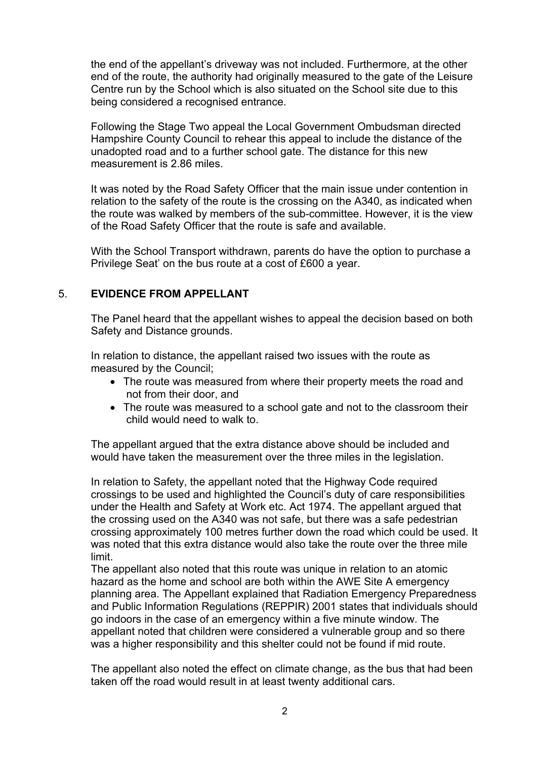the end of the appellant's driveway was not included. Furthermore, at the other end of the route, the authority had originally measured to the gate of the Leisure Centre run by the School which is also situated on the School site due to this being considered a recognised entrance.

Following the Stage Two appeal the Local Government Ombudsman directed Hampshire County Council to rehear this appeal to include the distance of the unadopted road and to a further school gate. The distance for this new measurement is 2.86 miles.

It was noted by the Road Safety Officer that the main issue under contention in relation to the safety of the route is the crossing on the A340, as indicated when the route was walked by members of the sub-committee. However, it is the view of the Road Safety Officer that the route is safe and available.

With the School Transport withdrawn, parents do have the option to purchase a Privilege Seat' on the bus route at a cost of £600 a year.

## 5. **EVIDENCE FROM APPELLANT**

The Panel heard that the appellant wishes to appeal the decision based on both Safety and Distance grounds.

In relation to distance, the appellant raised two issues with the route as measured by the Council;

- The route was measured from where their property meets the road and not from their door, and
- The route was measured to a school gate and not to the classroom their child would need to walk to.

The appellant argued that the extra distance above should be included and would have taken the measurement over the three miles in the legislation.

In relation to Safety, the appellant noted that the Highway Code required crossings to be used and highlighted the Council's duty of care responsibilities under the Health and Safety at Work etc. Act 1974. The appellant argued that the crossing used on the A340 was not safe, but there was a safe pedestrian crossing approximately 100 metres further down the road which could be used. It was noted that this extra distance would also take the route over the three mile limit.

The appellant also noted that this route was unique in relation to an atomic hazard as the home and school are both within the AWE Site A emergency planning area. The Appellant explained that Radiation Emergency Preparedness and Public Information Regulations (REPPIR) 2001 states that individuals should go indoors in the case of an emergency within a five minute window. The appellant noted that children were considered a vulnerable group and so there was a higher responsibility and this shelter could not be found if mid route.

The appellant also noted the effect on climate change, as the bus that had been taken off the road would result in at least twenty additional cars.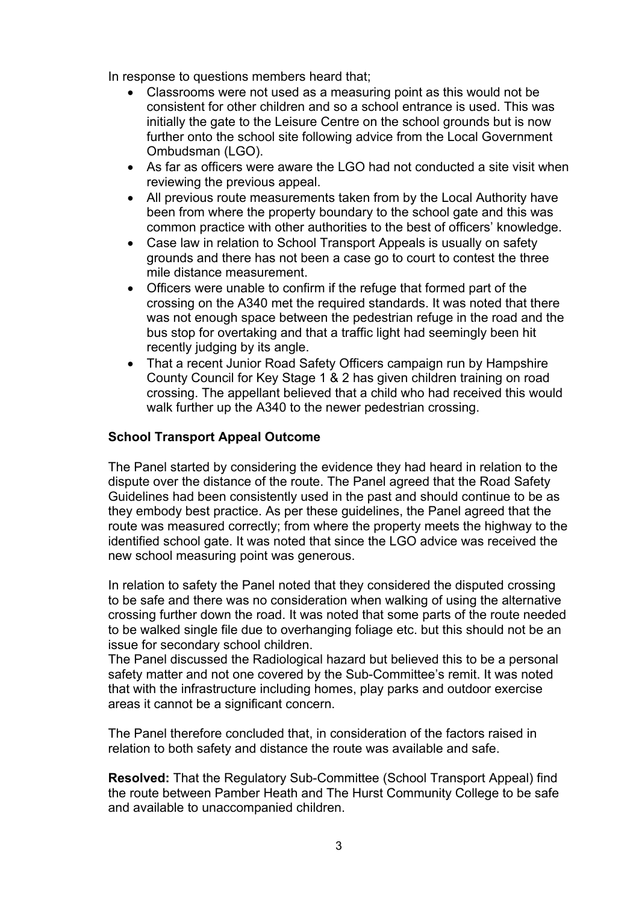In response to questions members heard that;

- Classrooms were not used as a measuring point as this would not be consistent for other children and so a school entrance is used. This was initially the gate to the Leisure Centre on the school grounds but is now further onto the school site following advice from the Local Government Ombudsman (LGO).
- As far as officers were aware the LGO had not conducted a site visit when reviewing the previous appeal.
- All previous route measurements taken from by the Local Authority have been from where the property boundary to the school gate and this was common practice with other authorities to the best of officers' knowledge.
- Case law in relation to School Transport Appeals is usually on safety grounds and there has not been a case go to court to contest the three mile distance measurement.
- Officers were unable to confirm if the refuge that formed part of the crossing on the A340 met the required standards. It was noted that there was not enough space between the pedestrian refuge in the road and the bus stop for overtaking and that a traffic light had seemingly been hit recently judging by its angle.
- That a recent Junior Road Safety Officers campaign run by Hampshire County Council for Key Stage 1 & 2 has given children training on road crossing. The appellant believed that a child who had received this would walk further up the A340 to the newer pedestrian crossing.

**School Transport Appeal Outcome**

The Panel started by considering the evidence they had heard in relation to the dispute over the distance of the route. The Panel agreed that the Road Safety Guidelines had been consistently used in the past and should continue to be as they embody best practice. As per these guidelines, the Panel agreed that the route was measured correctly; from where the property meets the highway to the identified school gate. It was noted that since the LGO advice was received the new school measuring point was generous.

In relation to safety the Panel noted that they considered the disputed crossing to be safe and there was no consideration when walking of using the alternative crossing further down the road. It was noted that some parts of the route needed to be walked single file due to overhanging foliage etc. but this should not be an issue for secondary school children.
The Panel discussed the Radiological hazard but believed this to be a personal safety matter and not one covered by the Sub-Committee's remit. It was noted that with the infrastructure including homes, play parks and outdoor exercise areas it cannot be a significant concern.

The Panel therefore concluded that, in consideration of the factors raised in relation to both safety and distance the route was available and safe.

**Resolved:** That the Regulatory Sub-Committee (School Transport Appeal) find the route between Pamber Heath and The Hurst Community College to be safe and available to unaccompanied children.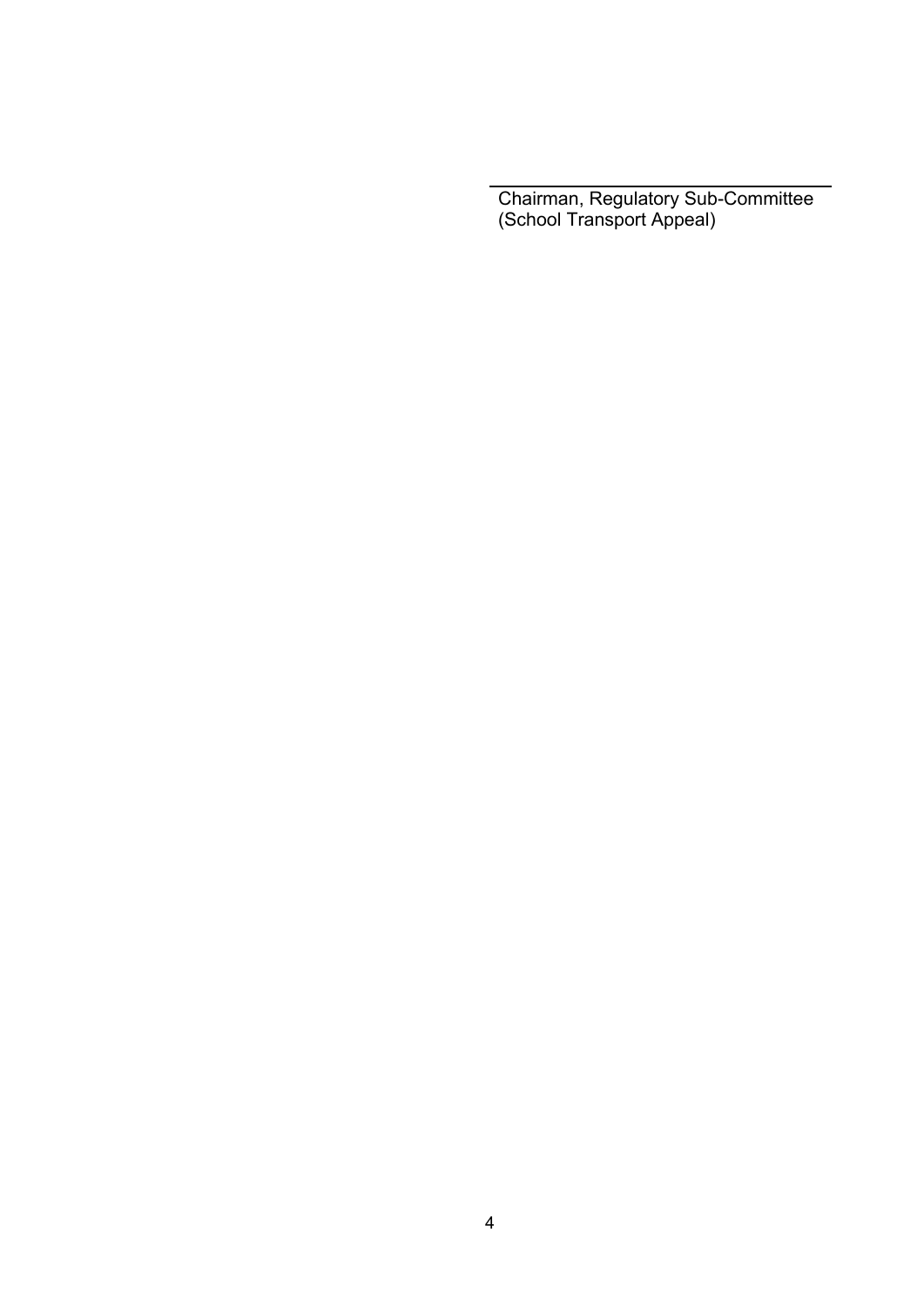Chairman, Regulatory Sub-Committee
(School Transport Appeal)